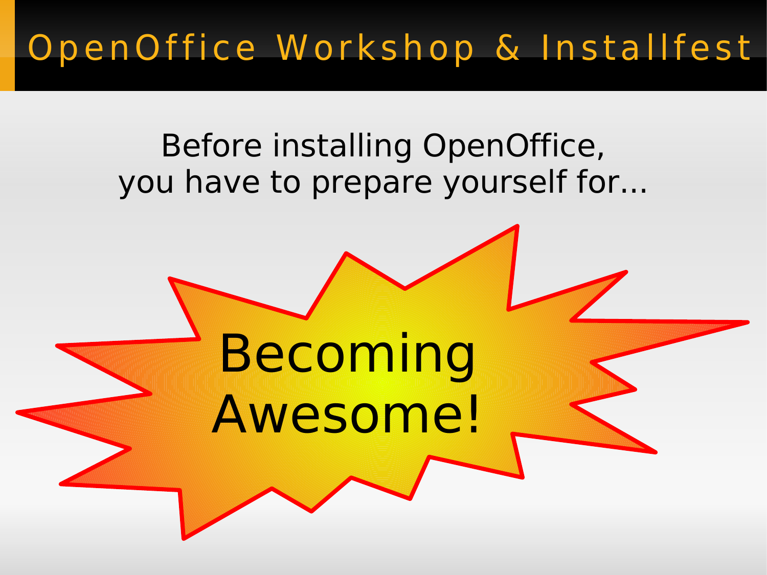# OpenOffice Workshop & Installfest

Before installing OpenOffice,
you have to prepare yourself for...

Becoming
Awesome!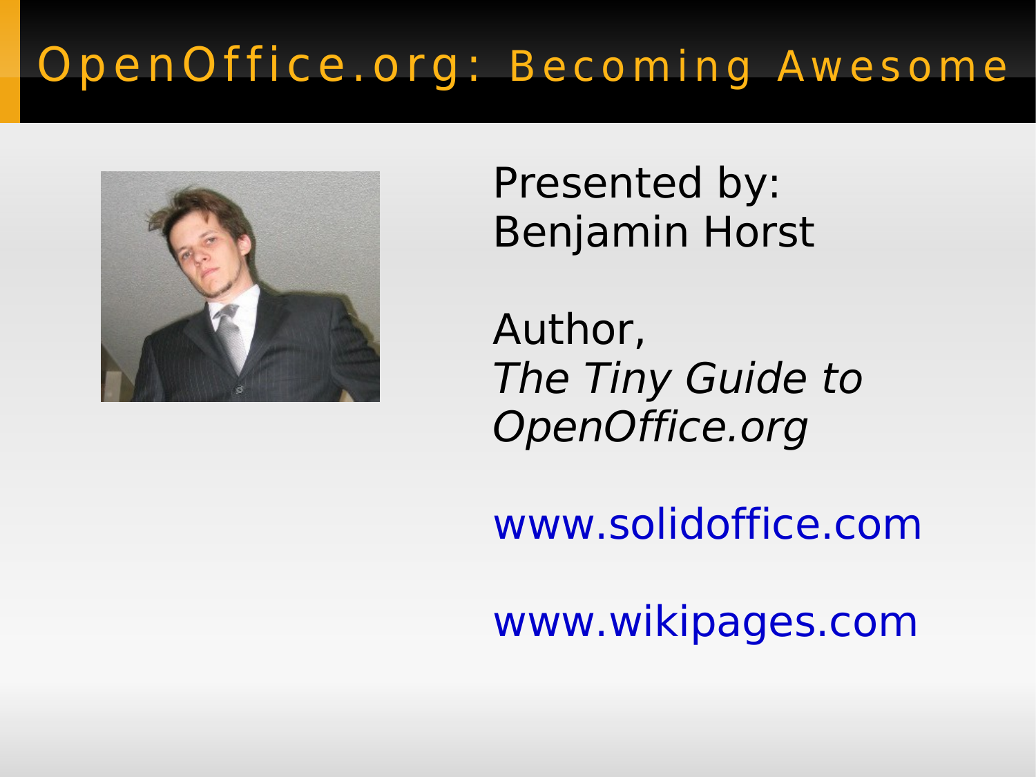# OpenOffice.org: Becoming Awesome

Presented by:
Benjamin Horst

Author,
*The Tiny Guide to OpenOffice.org*

www.solidoffice.com

www.wikipages.com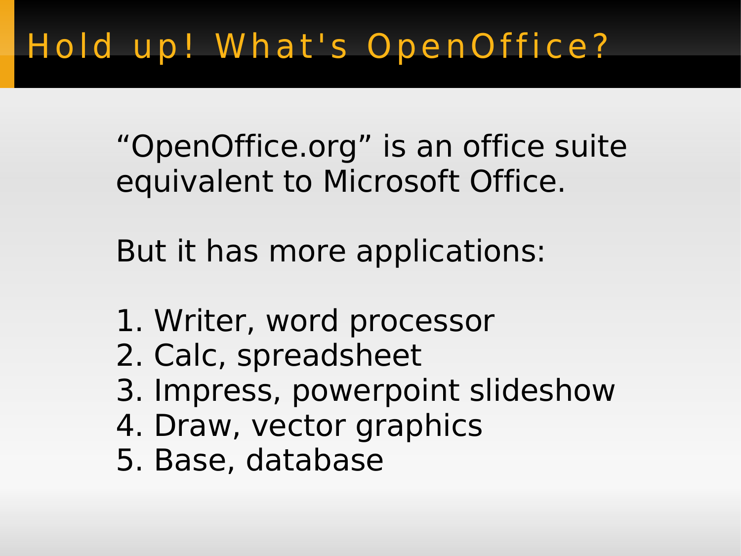# Hold up! What's OpenOffice?

“OpenOffice.org” is an office suite equivalent to Microsoft Office.

But it has more applications:

1. Writer, word processor
2. Calc, spreadsheet
3. Impress, powerpoint slideshow
4. Draw, vector graphics
5. Base, database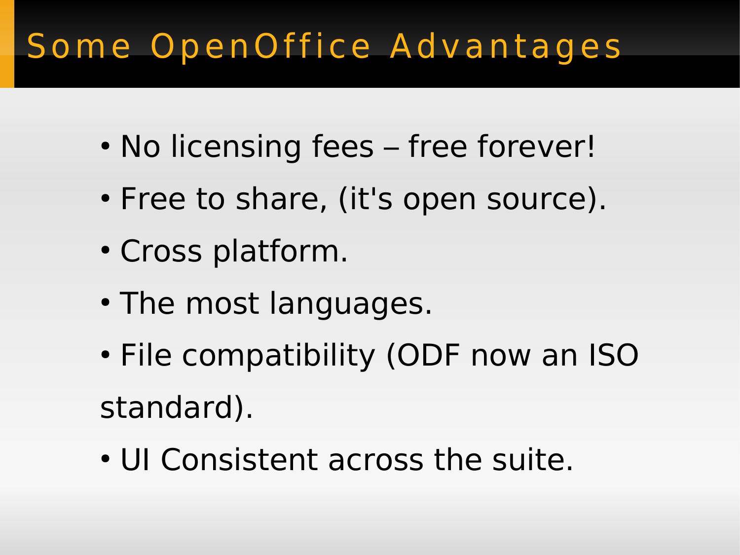# Some OpenOffice Advantages

- No licensing fees – free forever!
- Free to share, (it's open source).
- Cross platform.
- The most languages.
- File compatibility (ODF now an ISO standard).
- UI Consistent across the suite.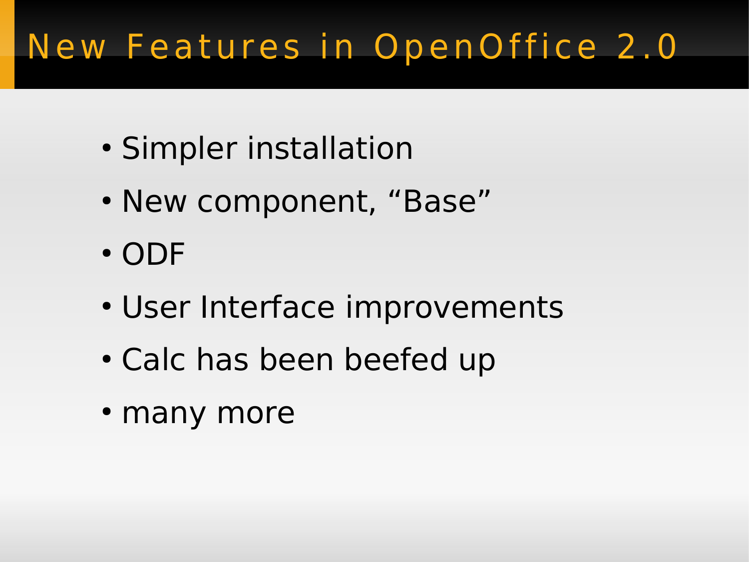# New Features in OpenOffice 2.0

- Simpler installation
- New component, “Base”
- ODF
- User Interface improvements
- Calc has been beefed up
- many more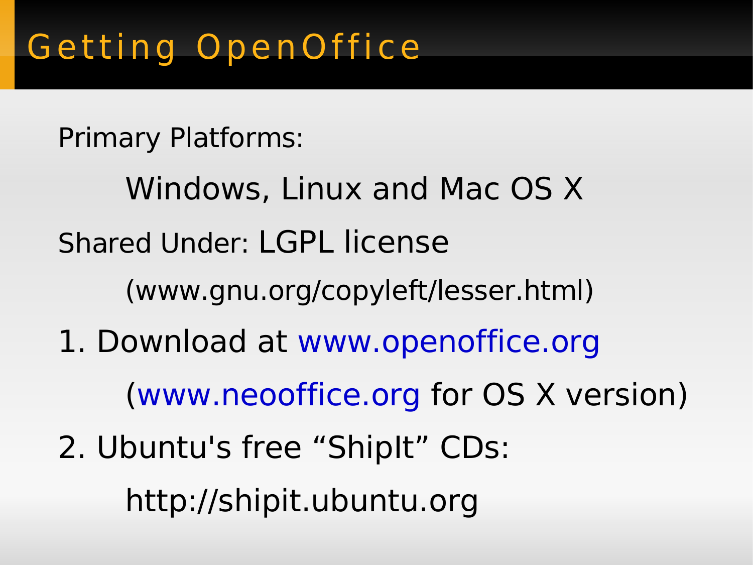# Getting OpenOffice

Primary Platforms:

Windows, Linux and Mac OS X

Shared Under: LGPL license

(www.gnu.org/copyleft/lesser.html)

1. Download at www.openoffice.org

(www.neooffice.org for OS X version)

2. Ubuntu's free “ShipIt” CDs:

http://shipit.ubuntu.org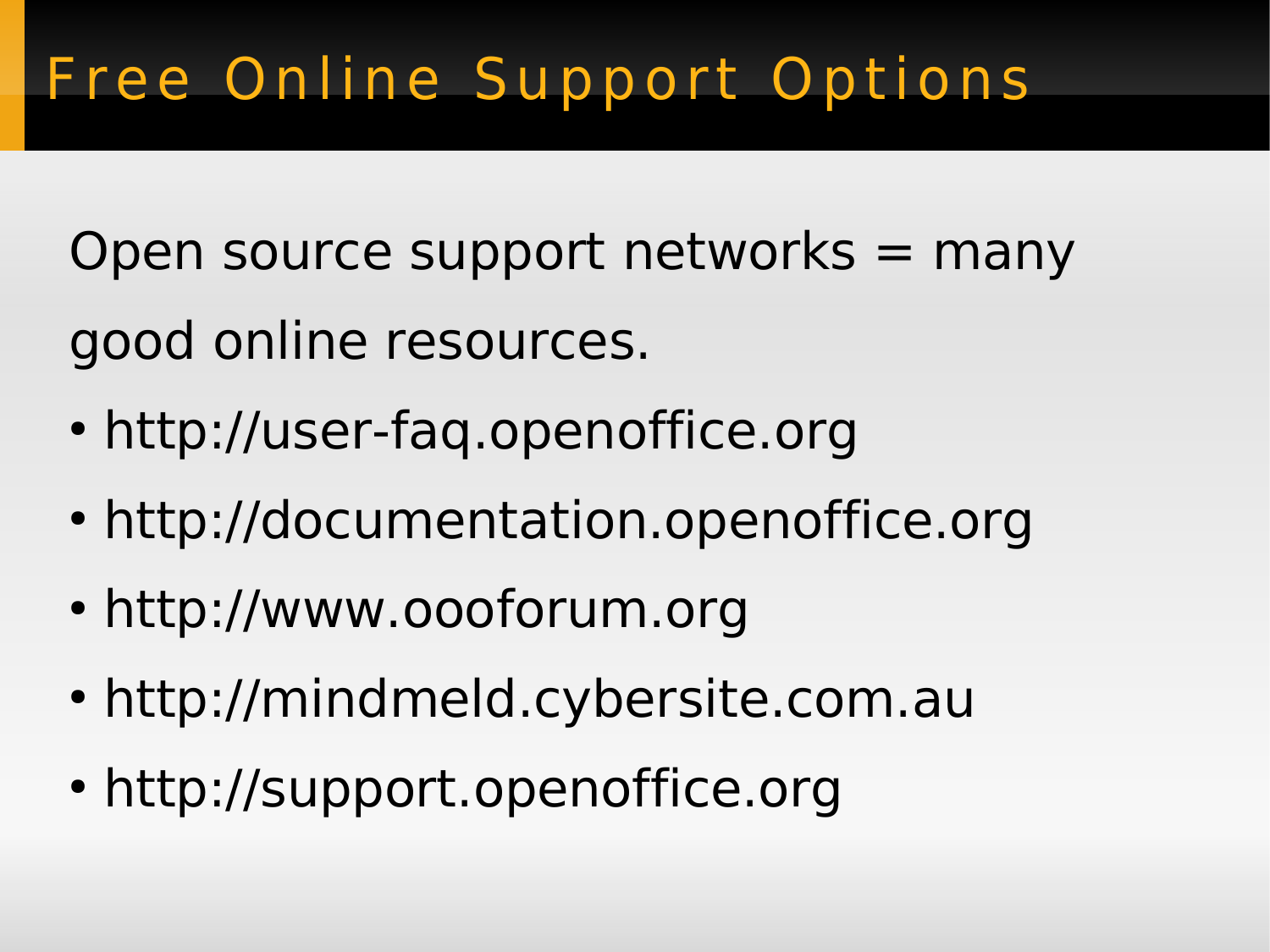# Free Online Support Options

Open source support networks = many good online resources.

- http://user-faq.openoffice.org
- http://documentation.openoffice.org
- http://www.oooforum.org
- http://mindmeld.cybersite.com.au
- http://support.openoffice.org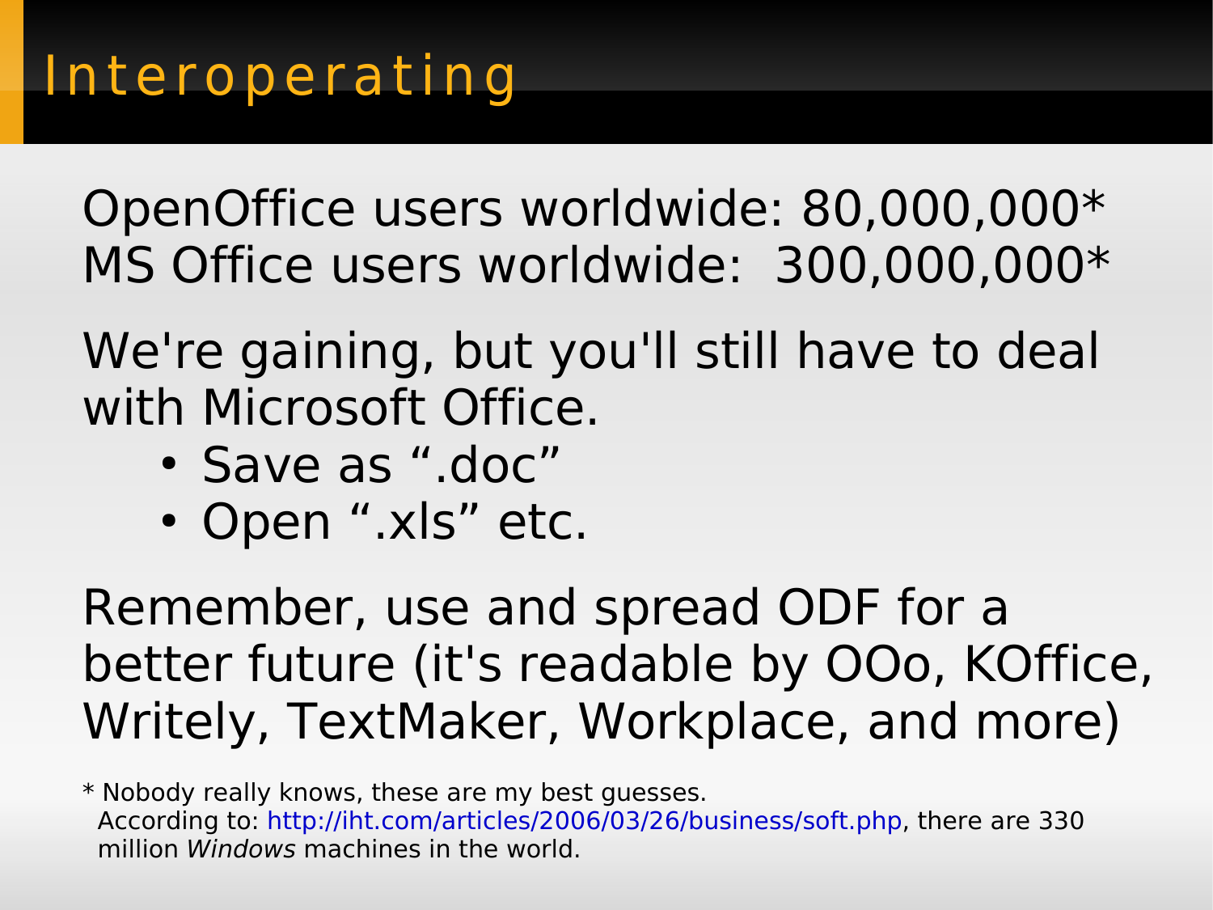# Interoperating

OpenOffice users worldwide: 80,000,000*
MS Office users worldwide: 300,000,000*

We're gaining, but you'll still have to deal with Microsoft Office.

- Save as ".doc"
- Open ".xls" etc.

Remember, use and spread ODF for a better future (it's readable by OOo, KOffice, Writely, TextMaker, Workplace, and more)

* Nobody really knows, these are my best guesses.
According to: http://iht.com/articles/2006/03/26/business/soft.php, there are 330 million *Windows* machines in the world.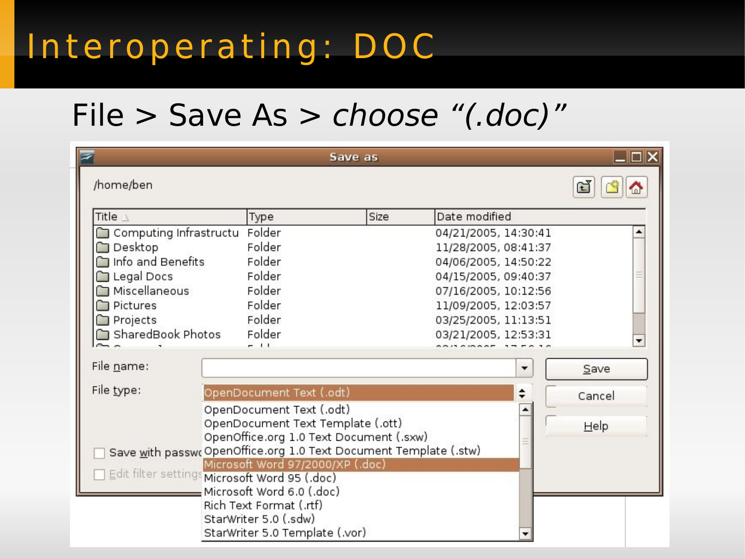# Interoperating: DOC

File > Save As > *choose "(.doc)"*

Save as

/home/ben

| Title | Type | Size | Date modified |
| --- | --- | --- | --- |
| Computing Infrastructu | Folder | | 04/21/2005, 14:30:41 |
| Desktop | Folder | | 11/28/2005, 08:41:37 |
| Info and Benefits | Folder | | 04/06/2005, 14:50:22 |
| Legal Docs | Folder | | 04/15/2005, 09:40:37 |
| Miscellaneous | Folder | | 07/16/2005, 10:12:56 |
| Pictures | Folder | | 11/09/2005, 12:03:57 |
| Projects | Folder | | 03/25/2005, 11:13:51 |
| SharedBook Photos | Folder | | 03/21/2005, 12:53:31 |

File name:

File type: OpenDocument Text (.odt)

- OpenDocument Text (.odt)
- OpenDocument Text Template (.ott)
- OpenOffice.org 1.0 Text Document (.sxw)
- OpenOffice.org 1.0 Text Document Template (.stw)
- Microsoft Word 97/2000/XP (.doc)
- Microsoft Word 95 (.doc)
- Microsoft Word 6.0 (.doc)
- Rich Text Format (.rtf)
- StarWriter 5.0 (.sdw)
- StarWriter 5.0 Template (.vor)

Save with passw

Edit filter settings

Save

Cancel

Help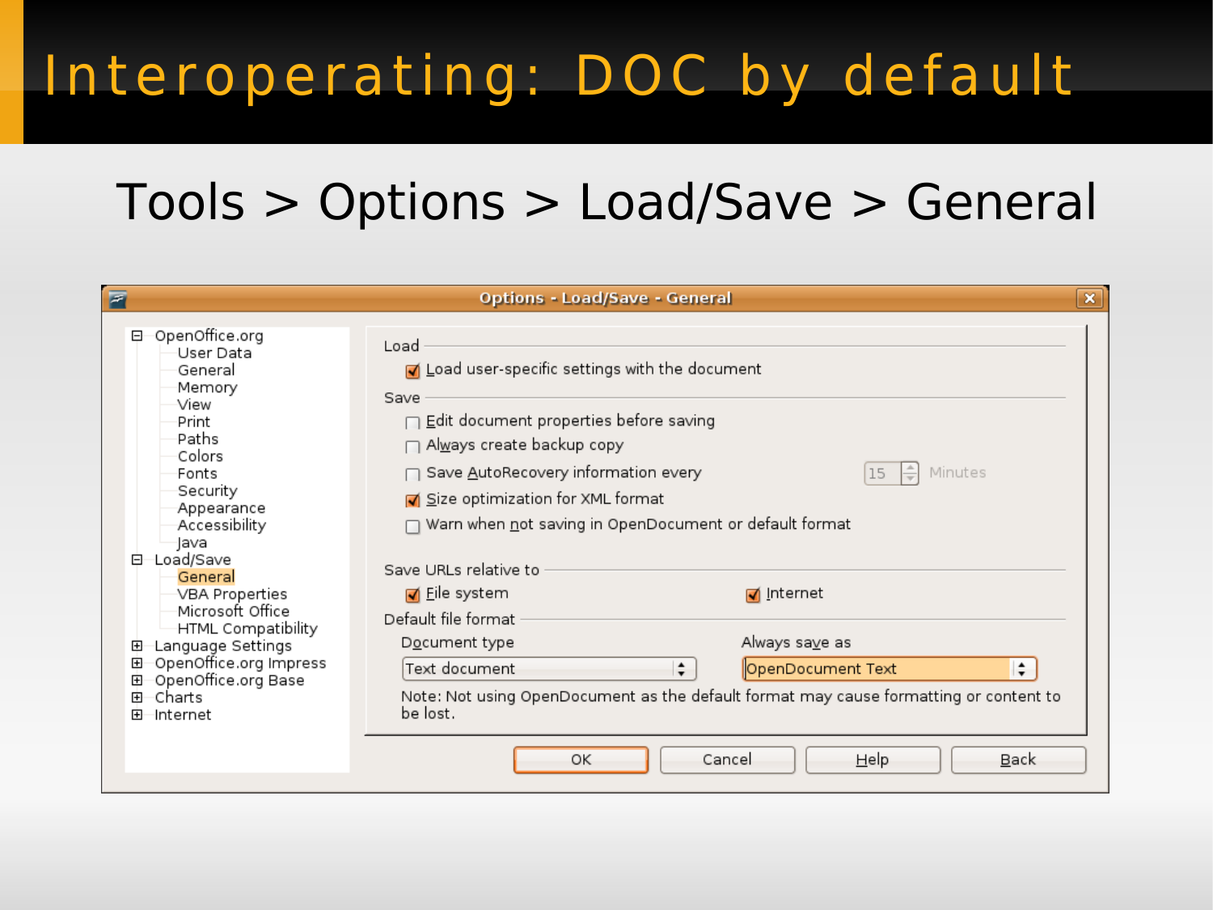# Interoperating: DOC by default

## Tools > Options > Load/Save > General

**Options - Load/Save - General**

- OpenOffice.org
  - User Data
  - General
  - Memory
  - View
  - Print
  - Paths
  - Colors
  - Fonts
  - Security
  - Appearance
  - Accessibility
  - Java
- Load/Save
  - General
  - VBA Properties
  - Microsoft Office
  - HTML Compatibility
- Language Settings
- OpenOffice.org Impress
- OpenOffice.org Base
- Charts
- Internet

Load

- [x] Load user-specific settings with the document

Save

- [ ] Edit document properties before saving
- [ ] Always create backup copy
- [ ] Save AutoRecovery information every 15 Minutes
- [x] Size optimization for XML format
- [ ] Warn when not saving in OpenDocument or default format

Save URLs relative to

- [x] File system
- [x] Internet

Default file format

Document type: Text document

Always save as: OpenDocument Text

Note: Not using OpenDocument as the default format may cause formatting or content to be lost.

OK | Cancel | Help | Back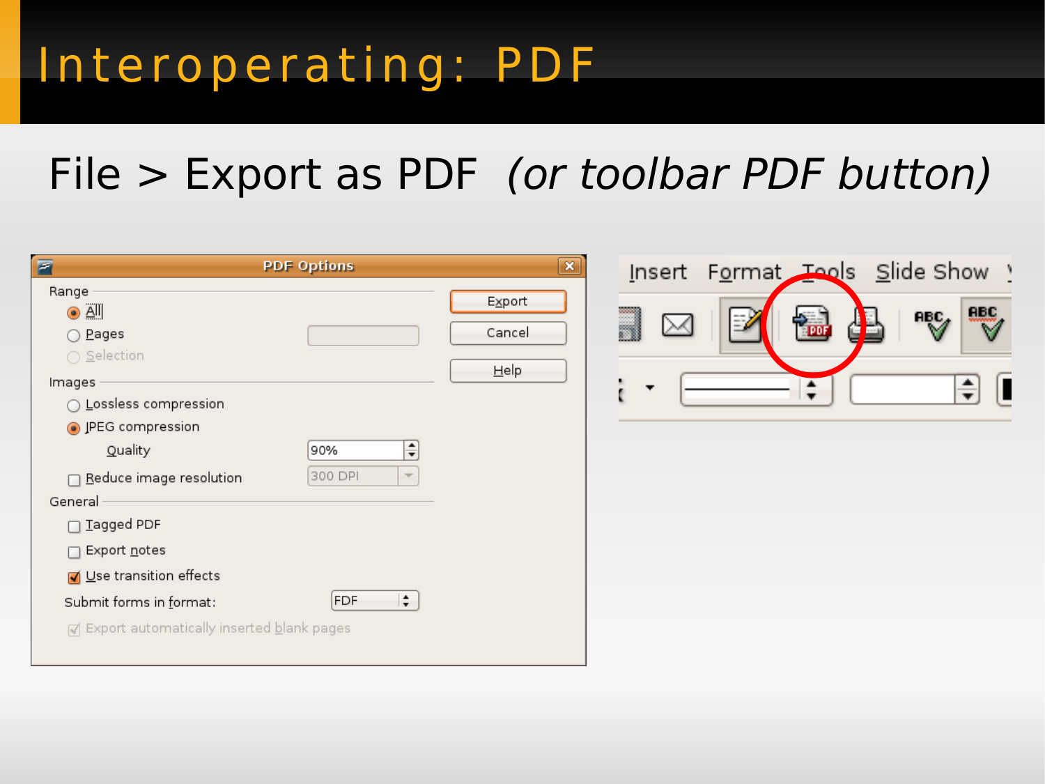# Interoperating: PDF

File > Export as PDF *(or toolbar PDF button)*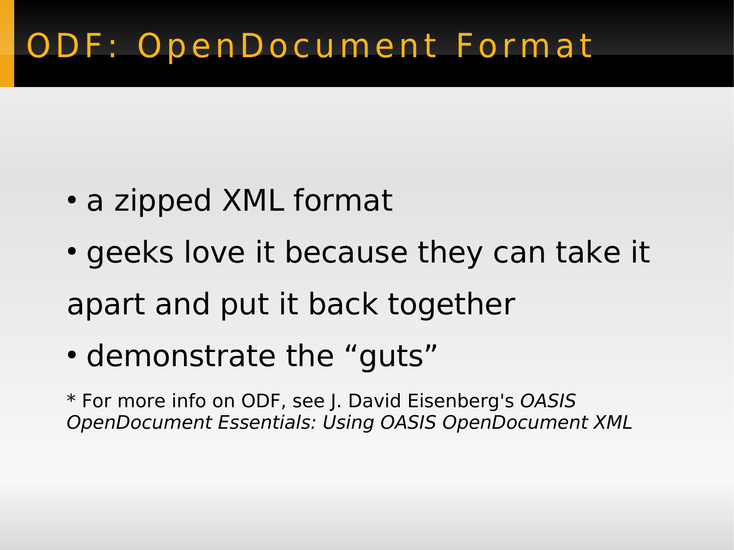# ODF: OpenDocument Format

- a zipped XML format
- geeks love it because they can take it apart and put it back together
- demonstrate the “guts”

* For more info on ODF, see J. David Eisenberg's *OASIS OpenDocument Essentials: Using OASIS OpenDocument XML*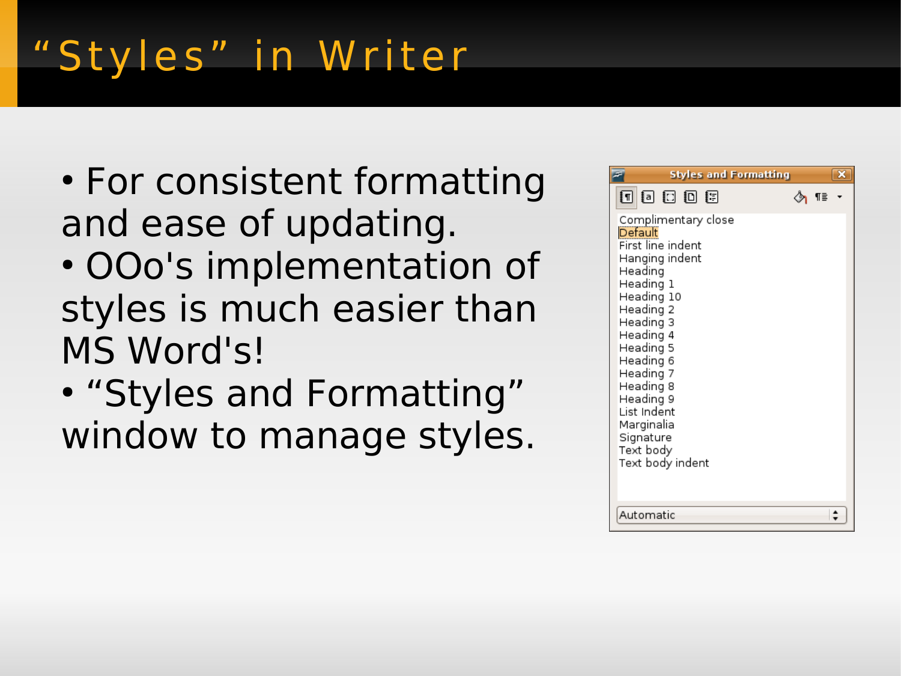# "Styles" in Writer

- For consistent formatting and ease of updating.
- OOo's implementation of styles is much easier than MS Word's!
- "Styles and Formatting" window to manage styles.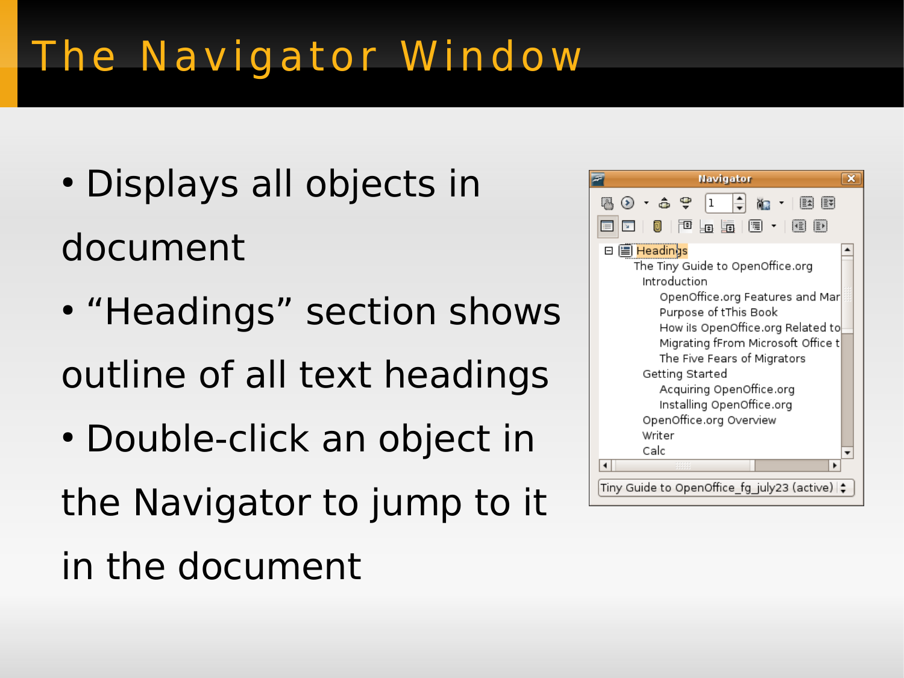# The Navigator Window

- Displays all objects in document
- “Headings” section shows outline of all text headings
- Double-click an object in the Navigator to jump to it in the document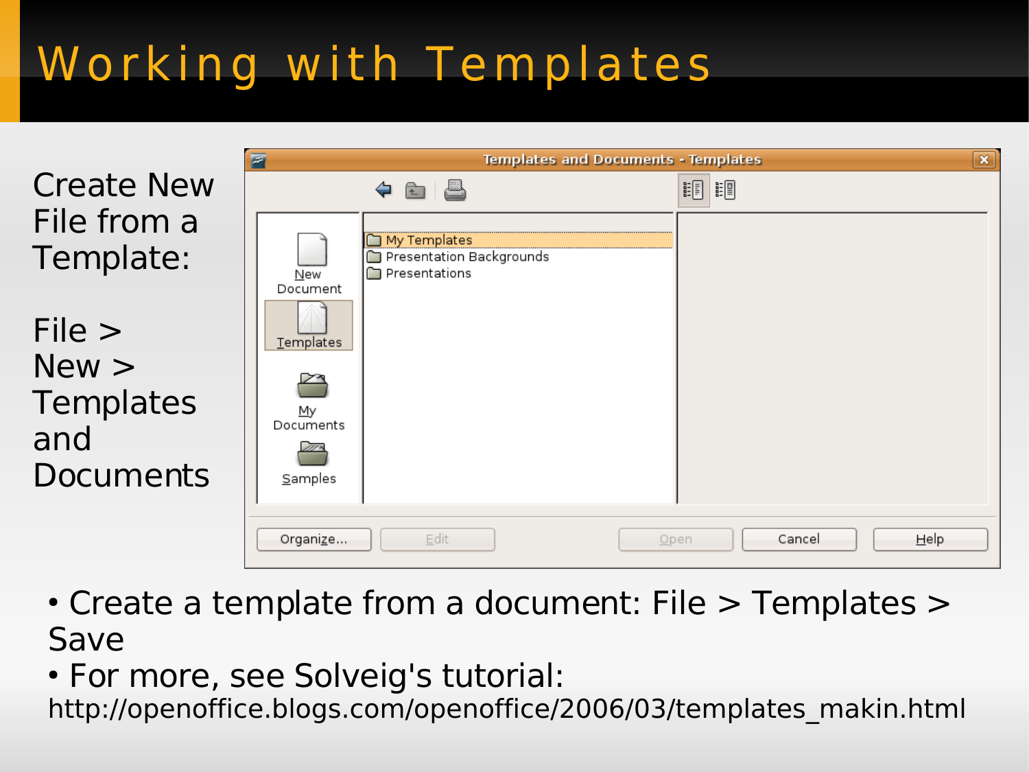# Working with Templates

Create New File from a Template:

File > New > Templates and Documents

- Create a template from a document: File > Templates > Save
- For more, see Solveig's tutorial: http://openoffice.blogs.com/openoffice/2006/03/templates_makin.html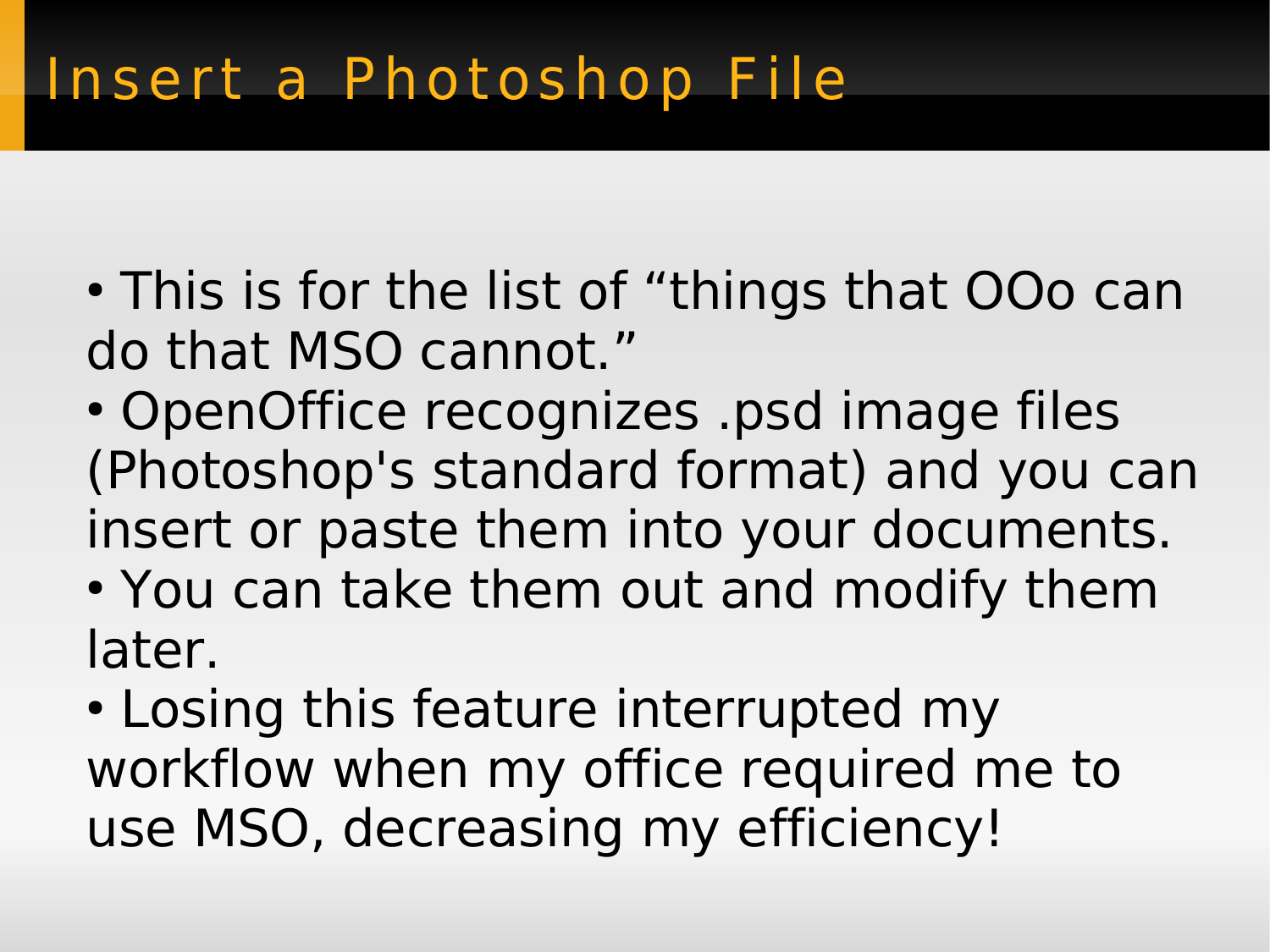# Insert a Photoshop File

- This is for the list of “things that OOo can do that MSO cannot.”
- OpenOffice recognizes .psd image files (Photoshop's standard format) and you can insert or paste them into your documents.
- You can take them out and modify them later.
- Losing this feature interrupted my workflow when my office required me to use MSO, decreasing my efficiency!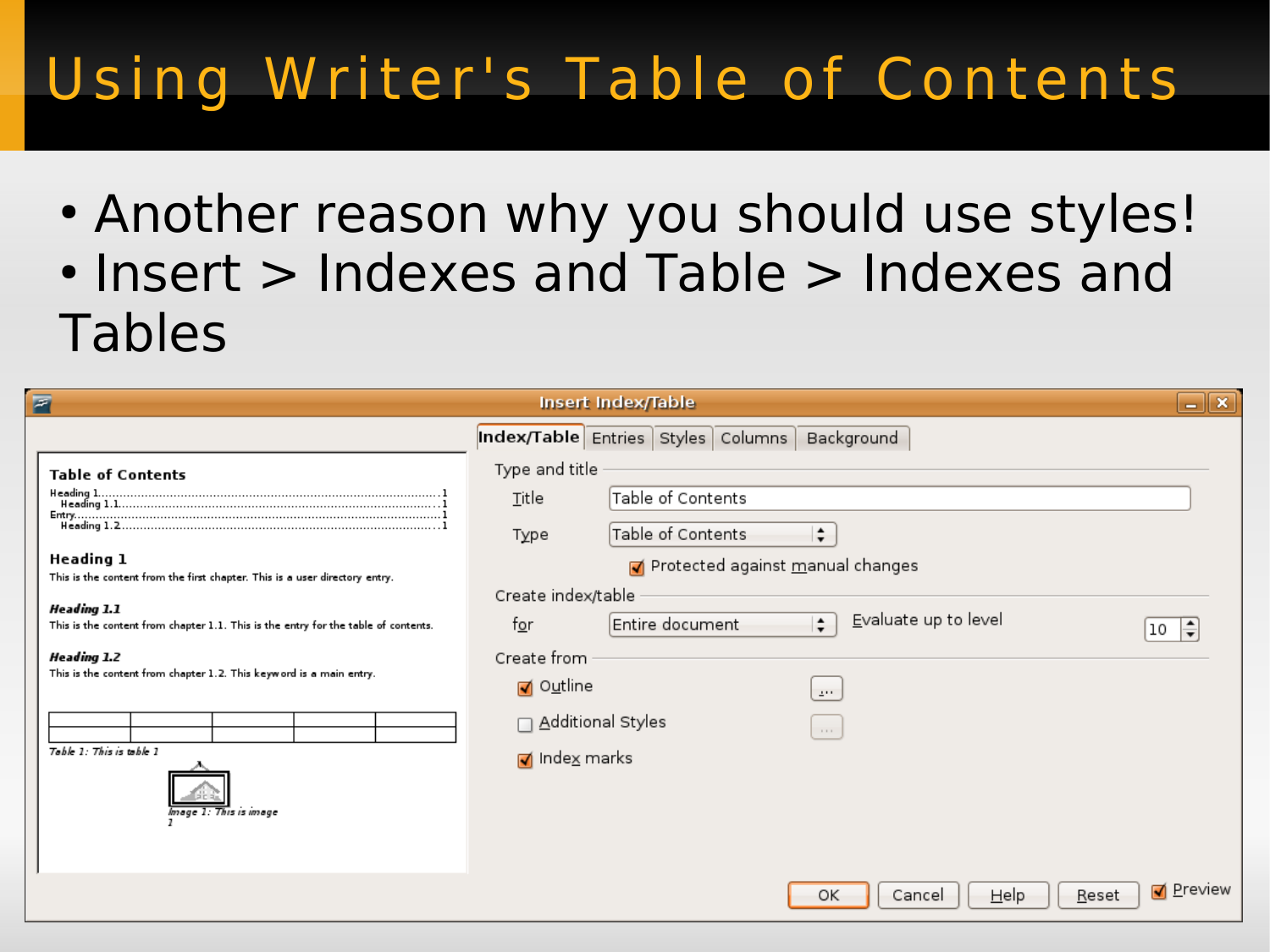# Using Writer's Table of Contents

- Another reason why you should use styles!
- Insert > Indexes and Table > Indexes and Tables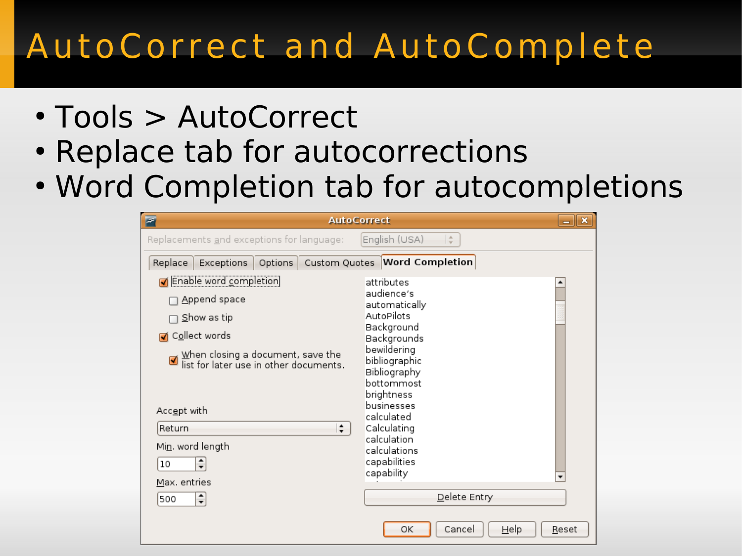# AutoCorrect and AutoComplete

- Tools > AutoCorrect
- Replace tab for autocorrections
- Word Completion tab for autocompletions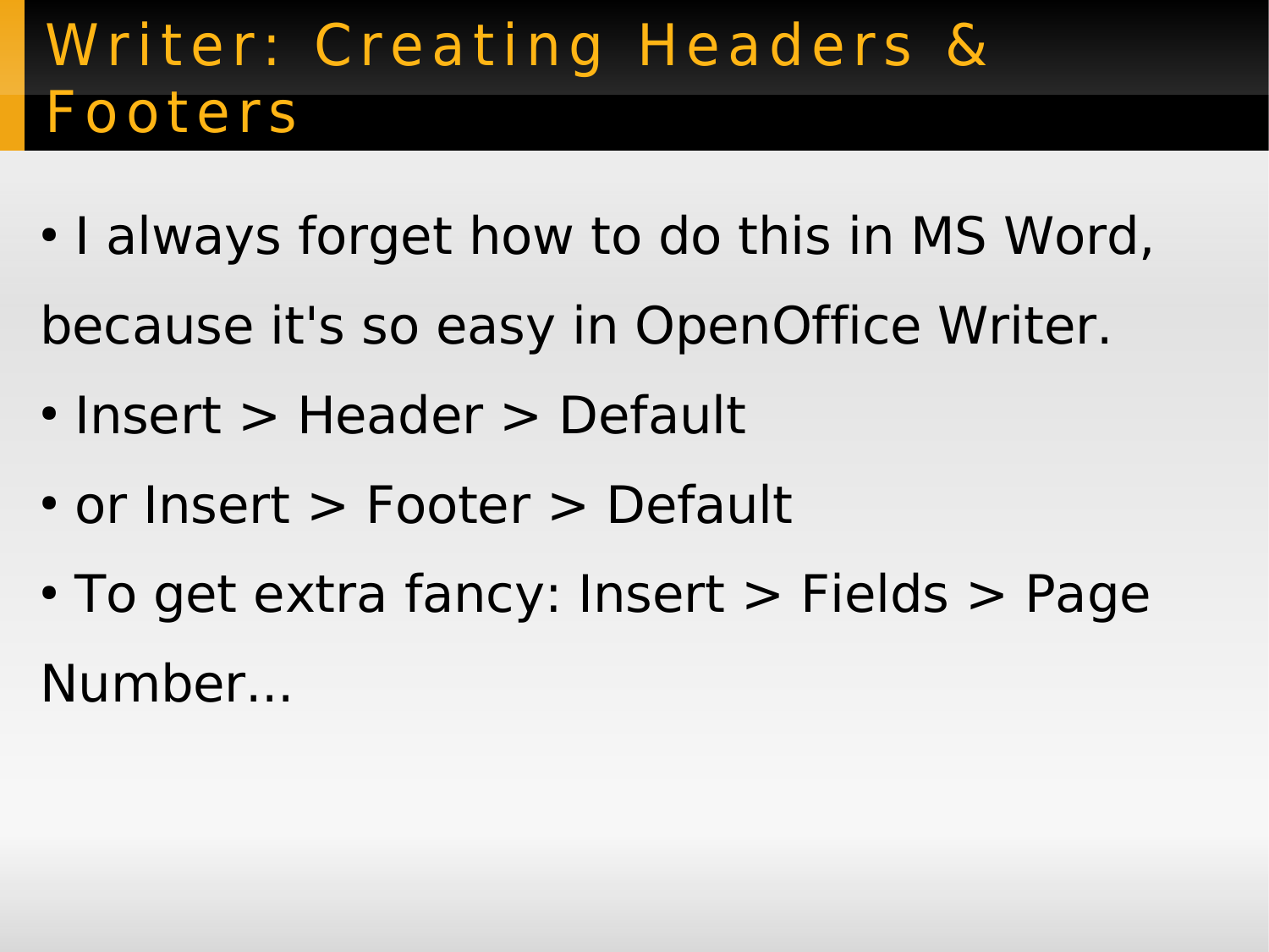# Writer: Creating Headers & Footers

- I always forget how to do this in MS Word, because it's so easy in OpenOffice Writer.
- Insert > Header > Default
- or Insert > Footer > Default
- To get extra fancy: Insert > Fields > Page Number...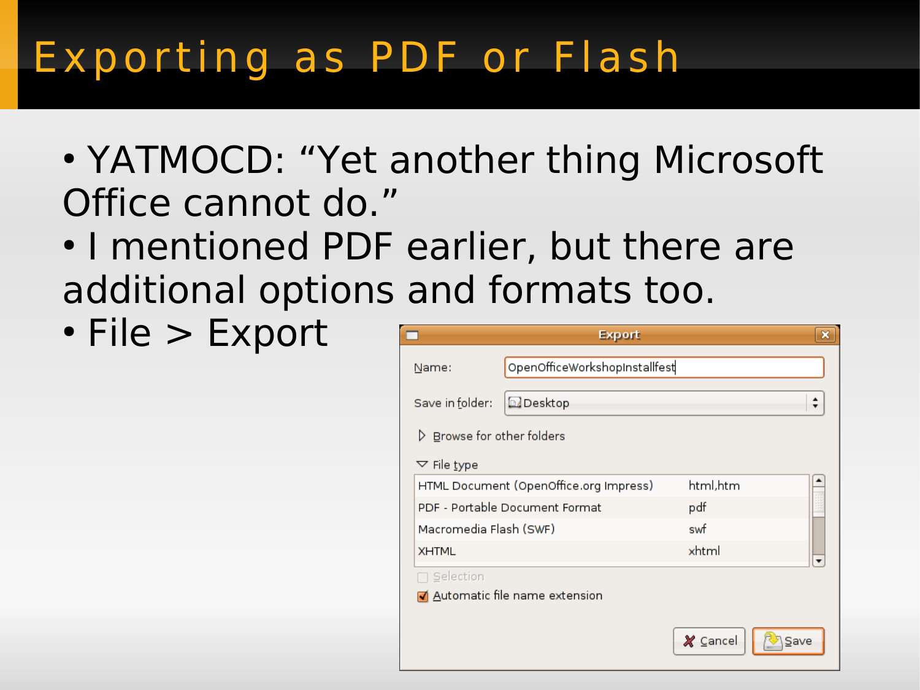# Exporting as PDF or Flash

- YATMOCD: "Yet another thing Microsoft Office cannot do."
- I mentioned PDF earlier, but there are additional options and formats too.
- File > Export

Export

Name: OpenOfficeWorkshopInstallfest

Save in folder: Desktop

Browse for other folders

File type

| | |
|---|---|
| HTML Document (OpenOffice.org Impress) | html,htm |
| PDF - Portable Document Format | pdf |
| Macromedia Flash (SWF) | swf |
| XHTML | xhtml |

Selection

Automatic file name extension

Cancel Save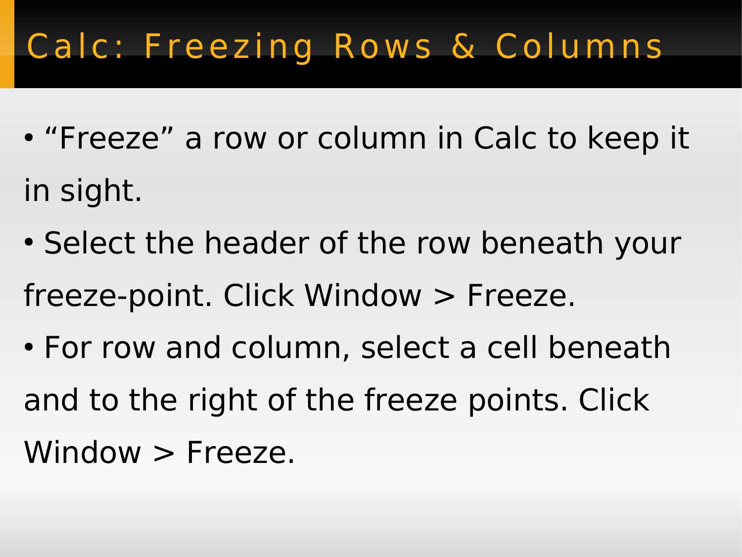# Calc: Freezing Rows & Columns

- “Freeze” a row or column in Calc to keep it in sight.
- Select the header of the row beneath your freeze-point. Click Window > Freeze.
- For row and column, select a cell beneath and to the right of the freeze points. Click Window > Freeze.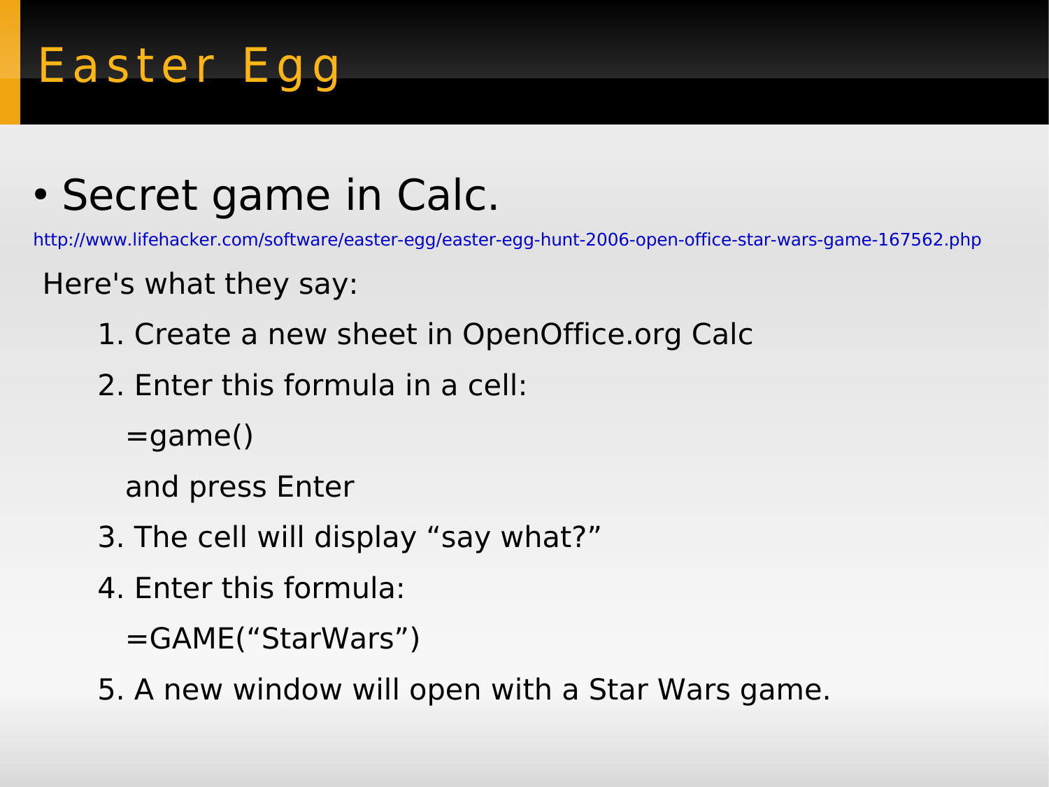# Easter Egg

- Secret game in Calc.

http://www.lifehacker.com/software/easter-egg/easter-egg-hunt-2006-open-office-star-wars-game-167562.php

Here's what they say:

1. Create a new sheet in OpenOffice.org Calc
2. Enter this formula in a cell:

   =game()

   and press Enter
3. The cell will display “say what?”
4. Enter this formula:

   =GAME(“StarWars”)
5. A new window will open with a Star Wars game.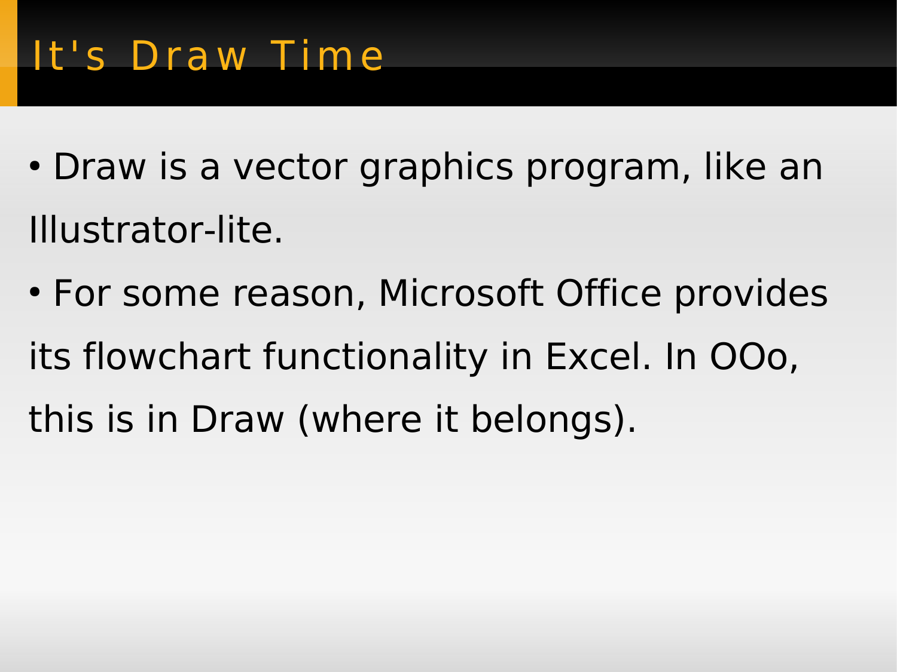# It's Draw Time

- Draw is a vector graphics program, like an Illustrator-lite.
- For some reason, Microsoft Office provides its flowchart functionality in Excel. In OOo, this is in Draw (where it belongs).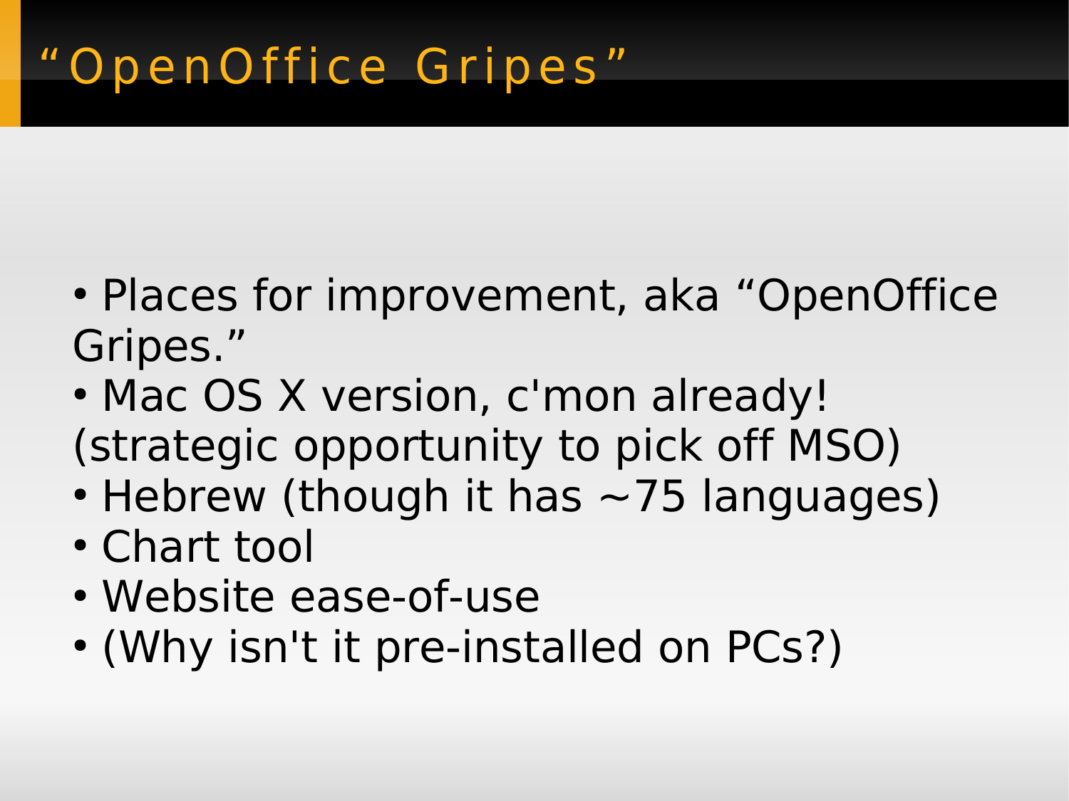# “OpenOffice Gripes”

- Places for improvement, aka “OpenOffice Gripes.”
- Mac OS X version, c'mon already! (strategic opportunity to pick off MSO)
- Hebrew (though it has ~75 languages)
- Chart tool
- Website ease-of-use
- (Why isn't it pre-installed on PCs?)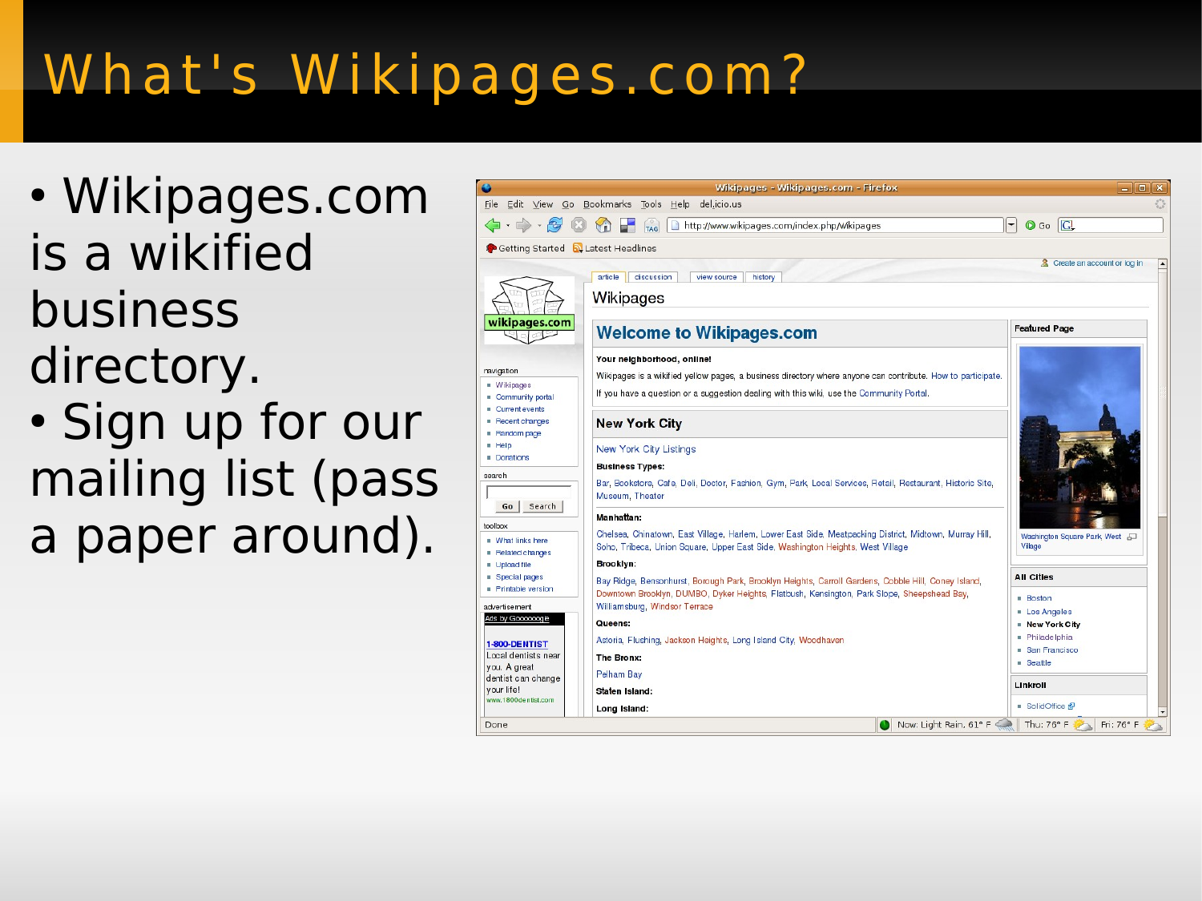# What's Wikipages.com?

- Wikipages.com is a wikified business directory.
- Sign up for our mailing list (pass a paper around).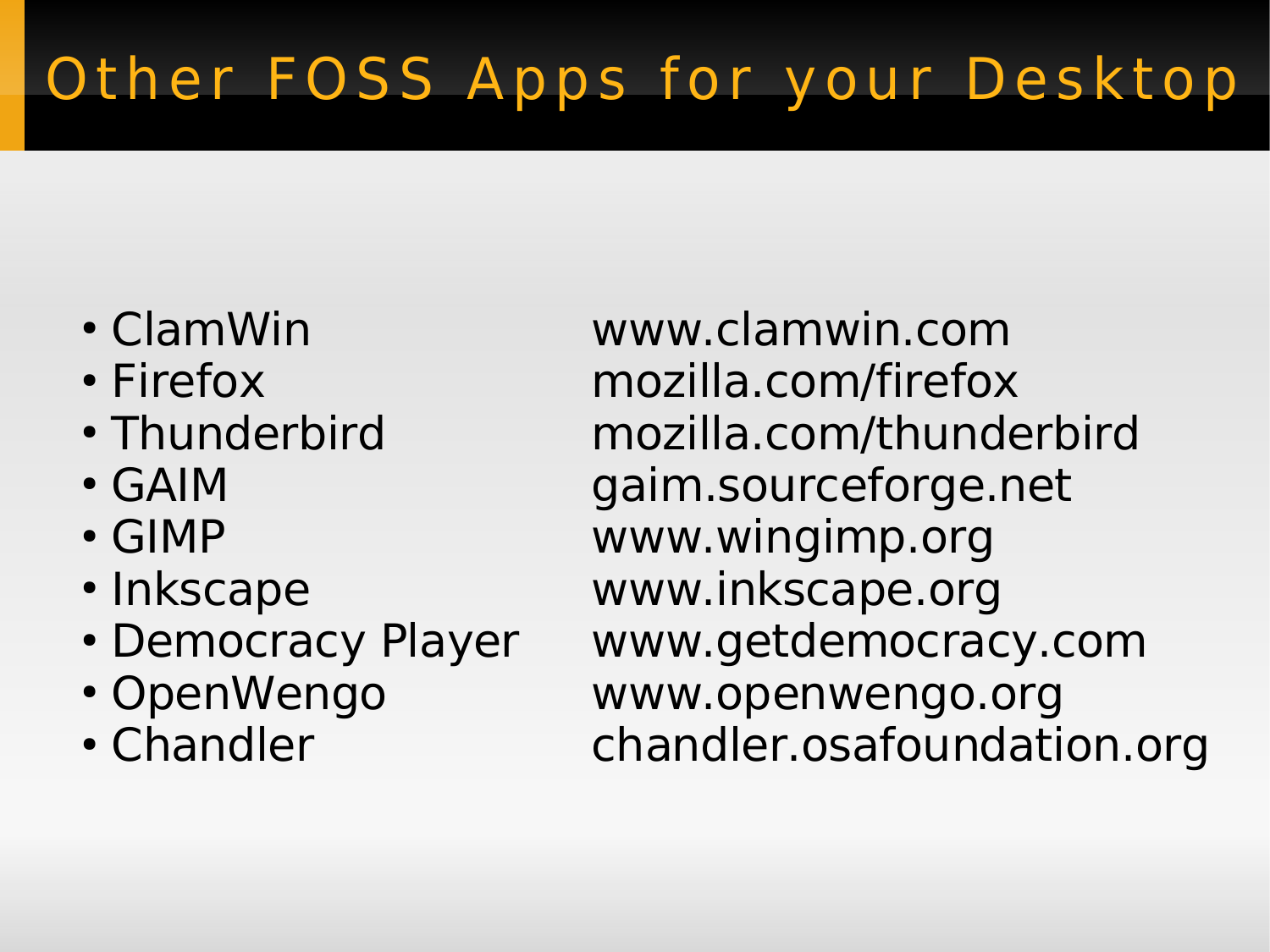# Other FOSS Apps for your Desktop

| | |
|---|---|
| • ClamWin | www.clamwin.com |
| • Firefox | mozilla.com/firefox |
| • Thunderbird | mozilla.com/thunderbird |
| • GAIM | gaim.sourceforge.net |
| • GIMP | www.wingimp.org |
| • Inkscape | www.inkscape.org |
| • Democracy Player | www.getdemocracy.com |
| • OpenWengo | www.openwengo.org |
| • Chandler | chandler.osafoundation.org |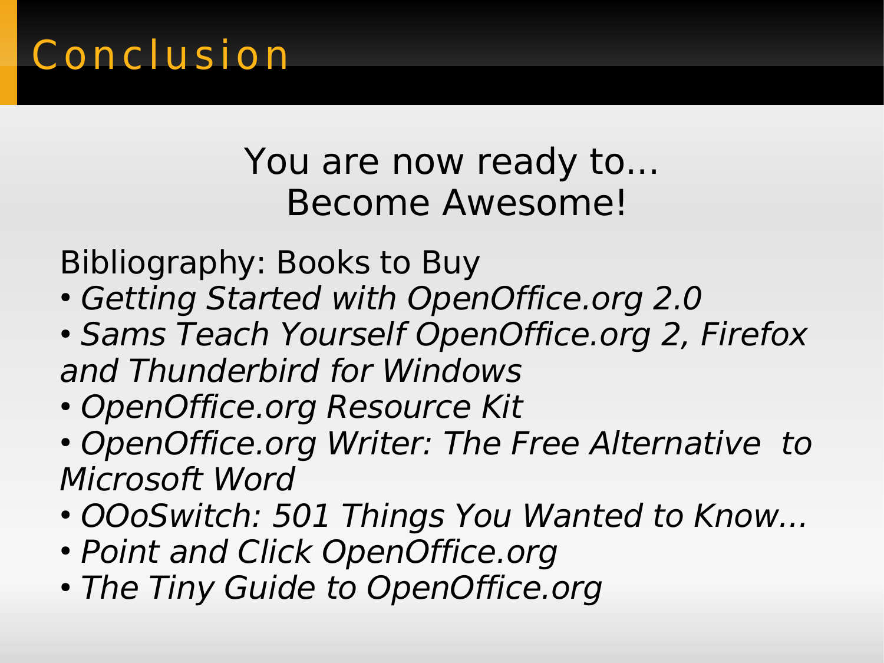# Conclusion

You are now ready to...
Become Awesome!

Bibliography: Books to Buy

- *Getting Started with OpenOffice.org 2.0*
- *Sams Teach Yourself OpenOffice.org 2, Firefox and Thunderbird for Windows*
- *OpenOffice.org Resource Kit*
- *OpenOffice.org Writer: The Free Alternative to Microsoft Word*
- *OOoSwitch: 501 Things You Wanted to Know...*
- *Point and Click OpenOffice.org*
- *The Tiny Guide to OpenOffice.org*